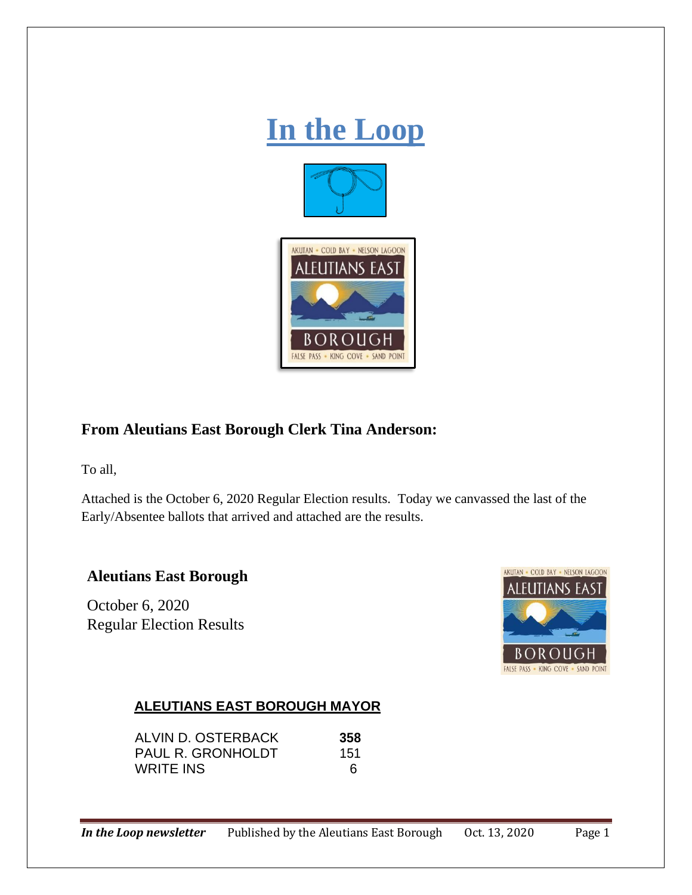# In the Loop

## From Aleutians East Borough Clerk Tina Anderson:

To all,

Attached is the October 6, 2020 Regular Election results. Today we canvassed the last of the Early/Absentee ballots that arrived and attached are the results.

### Aleutians East Borough

October 6, 2020
Regular Election Results

**ALEUTIANS EAST BOROUGH MAYOR**

| | |
|---|---|
| ALVIN D. OSTERBACK | **358** |
| PAUL R. GRONHOLDT | 151 |
| WRITE INS | 6 |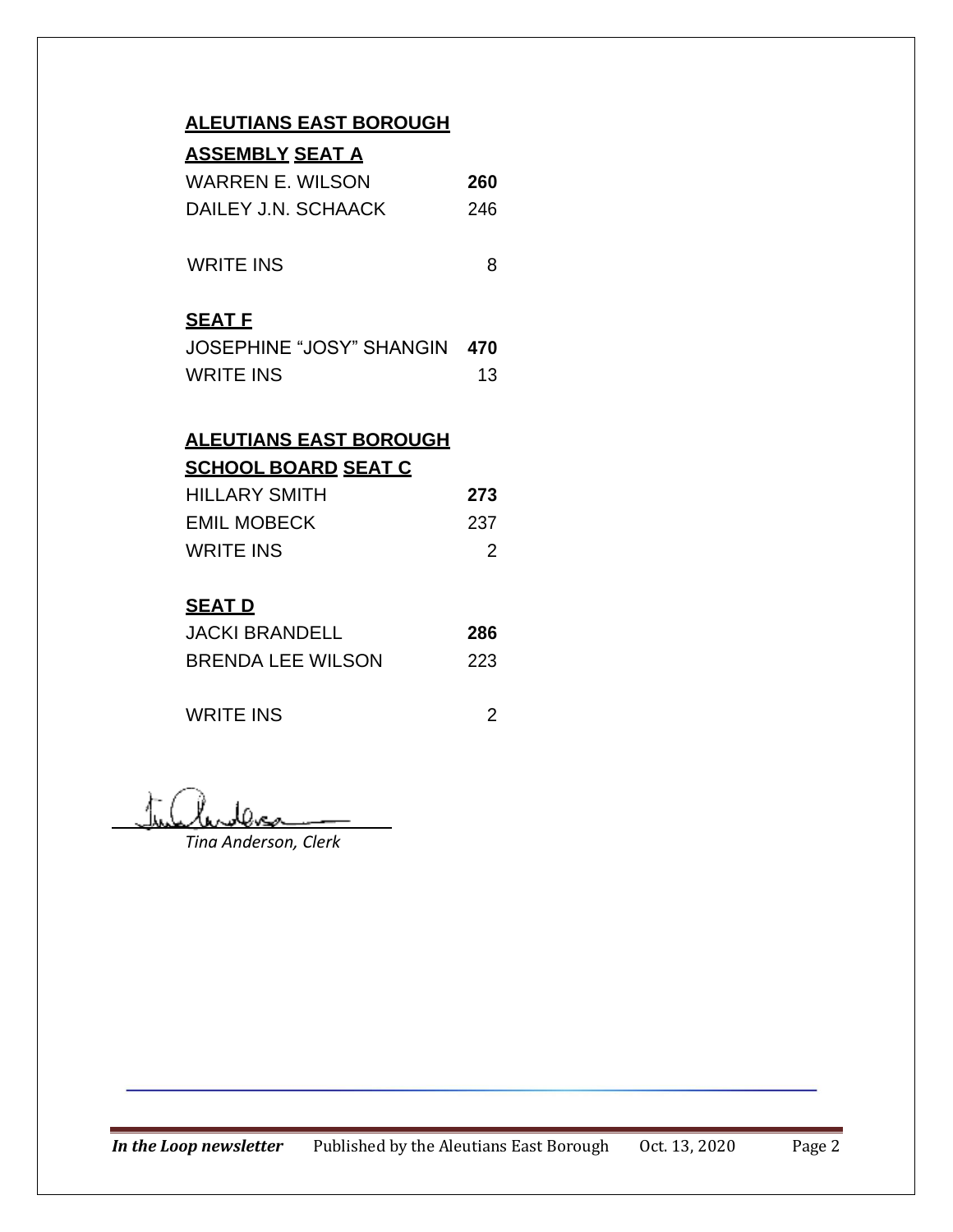**ALEUTIANS EAST BOROUGH**

**ASSEMBLY SEAT A**

| | |
|---|---|
| WARREN E. WILSON | **260** |
| DAILEY J.N. SCHAACK | 246 |
| WRITE INS | 8 |

**SEAT F**

| | |
|---|---|
| JOSEPHINE "JOSY" SHANGIN | **470** |
| WRITE INS | 13 |

**ALEUTIANS EAST BOROUGH**

**SCHOOL BOARD SEAT C**

| | |
|---|---|
| HILLARY SMITH | **273** |
| EMIL MOBECK | 237 |
| WRITE INS | 2 |

**SEAT D**

| | |
|---|---|
| JACKI BRANDELL | **286** |
| BRENDA LEE WILSON | 223 |
| WRITE INS | 2 |

*Tina Anderson, Clerk*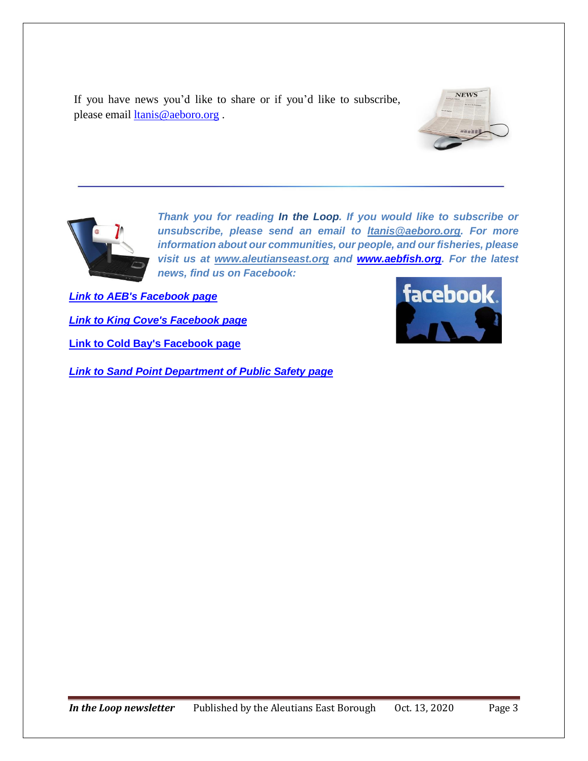If you have news you'd like to share or if you'd like to subscribe, please email ltanis@aeboro.org .

---

***Thank you for reading In the Loop. If you would like to subscribe or unsubscribe, please send an email to ltanis@aeboro.org. For more information about our communities, our people, and our fisheries, please visit us at www.aleutianseast.org and www.aebfish.org. For the latest news, find us on Facebook:***

***Link to AEB's Facebook page***

***Link to King Cove's Facebook page***

**Link to Cold Bay's Facebook page**

***Link to Sand Point Department of Public Safety page***